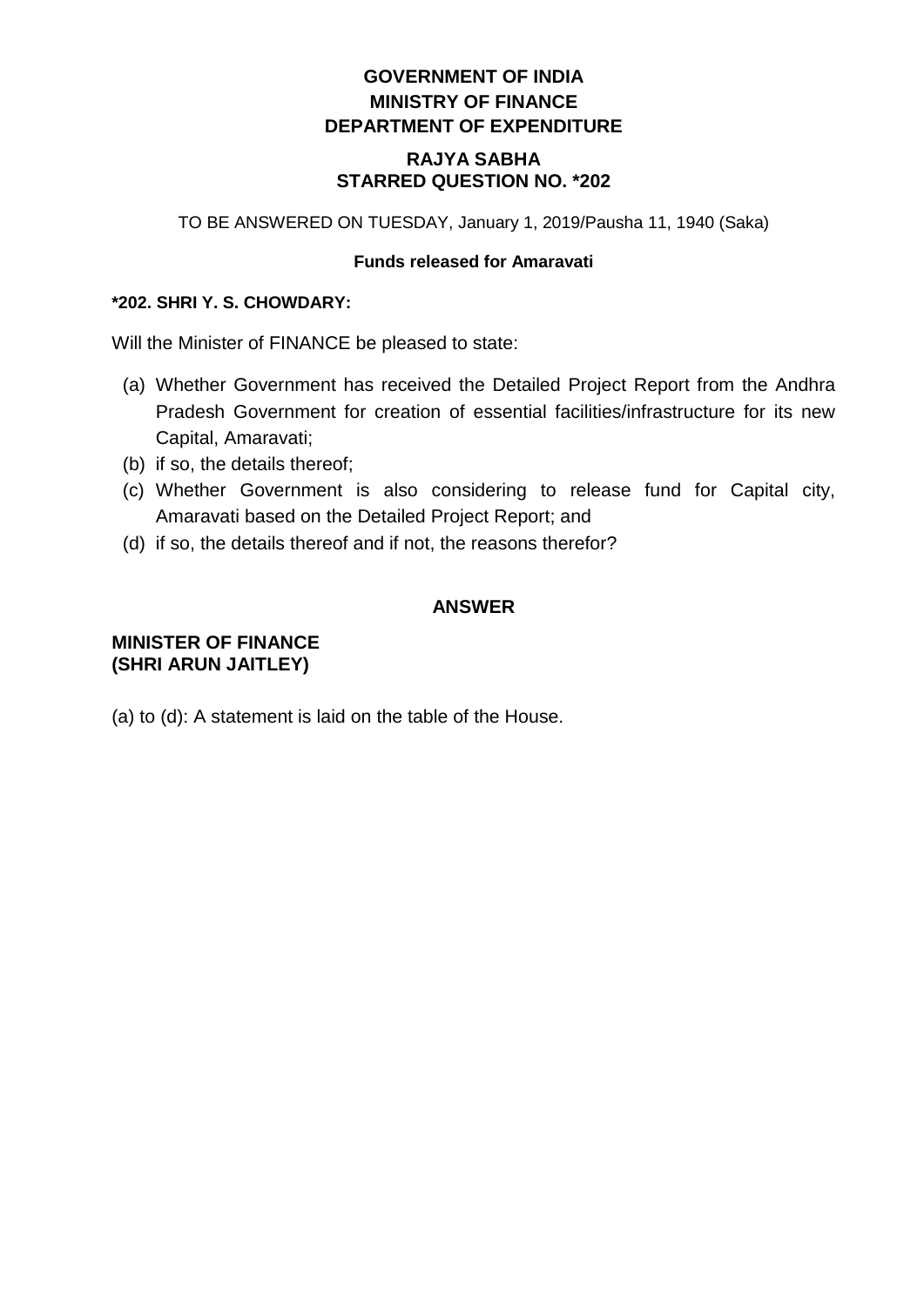**GOVERNMENT OF INDIA**
**MINISTRY OF FINANCE**
**DEPARTMENT OF EXPENDITURE**

**RAJYA SABHA**
**STARRED QUESTION NO. *202**

TO BE ANSWERED ON TUESDAY, January 1, 2019/Pausha 11, 1940 (Saka)

**Funds released for Amaravati**

***202. SHRI Y. S. CHOWDARY:**

Will the Minister of FINANCE be pleased to state:

(a) Whether Government has received the Detailed Project Report from the Andhra Pradesh Government for creation of essential facilities/infrastructure for its new Capital, Amaravati;
(b) if so, the details thereof;
(c) Whether Government is also considering to release fund for Capital city, Amaravati based on the Detailed Project Report; and
(d) if so, the details thereof and if not, the reasons therefor?

**ANSWER**

**MINISTER OF FINANCE**
**(SHRI ARUN JAITLEY)**

(a) to (d): A statement is laid on the table of the House.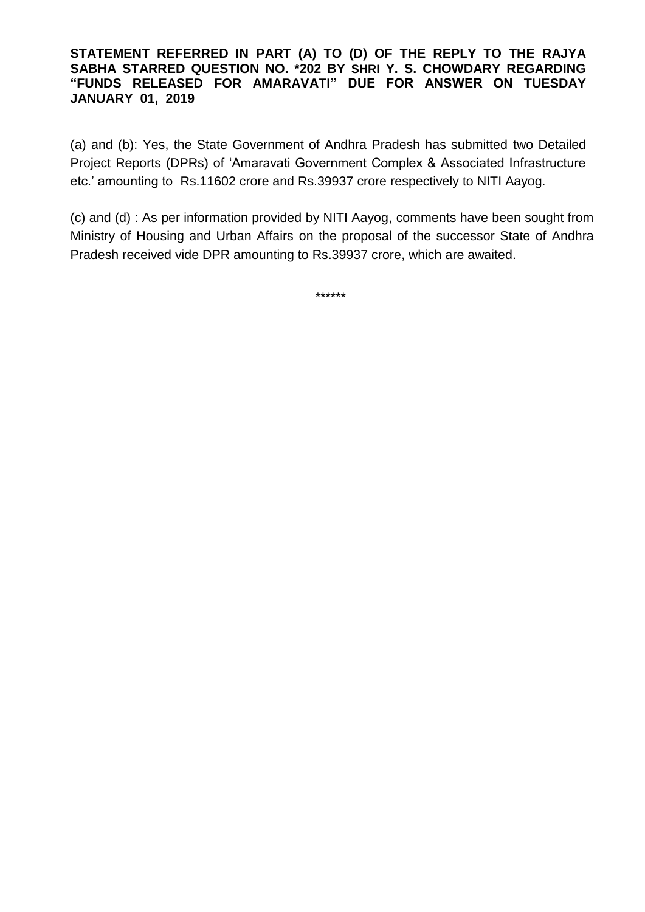**STATEMENT REFERRED IN PART (A) TO (D) OF THE REPLY TO THE RAJYA SABHA STARRED QUESTION NO. *202 BY SHRI Y. S. CHOWDARY REGARDING "FUNDS RELEASED FOR AMARAVATI" DUE FOR ANSWER ON TUESDAY JANUARY 01, 2019**

(a) and (b): Yes, the State Government of Andhra Pradesh has submitted two Detailed Project Reports (DPRs) of 'Amaravati Government Complex & Associated Infrastructure etc.' amounting to Rs.11602 crore and Rs.39937 crore respectively to NITI Aayog.

(c) and (d) : As per information provided by NITI Aayog, comments have been sought from Ministry of Housing and Urban Affairs on the proposal of the successor State of Andhra Pradesh received vide DPR amounting to Rs.39937 crore, which are awaited.

******